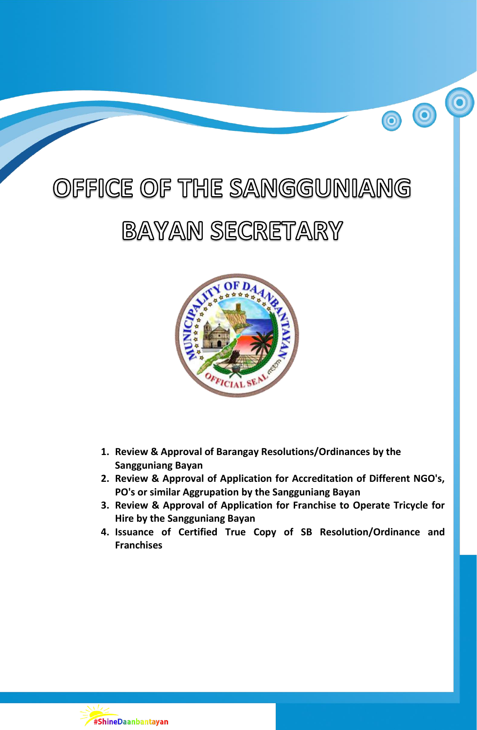# OFFICE OF THE SANGGUNIANG BAYAN SECRETARY

1. **Review & Approval of Barangay Resolutions/Ordinances by the Sangguniang Bayan**
2. **Review & Approval of Application for Accreditation of Different NGO's, PO's or similar Aggrupation by the Sangguniang Bayan**
3. **Review & Approval of Application for Franchise to Operate Tricycle for Hire by the Sangguniang Bayan**
4. **Issuance of Certified True Copy of SB Resolution/Ordinance and Franchises**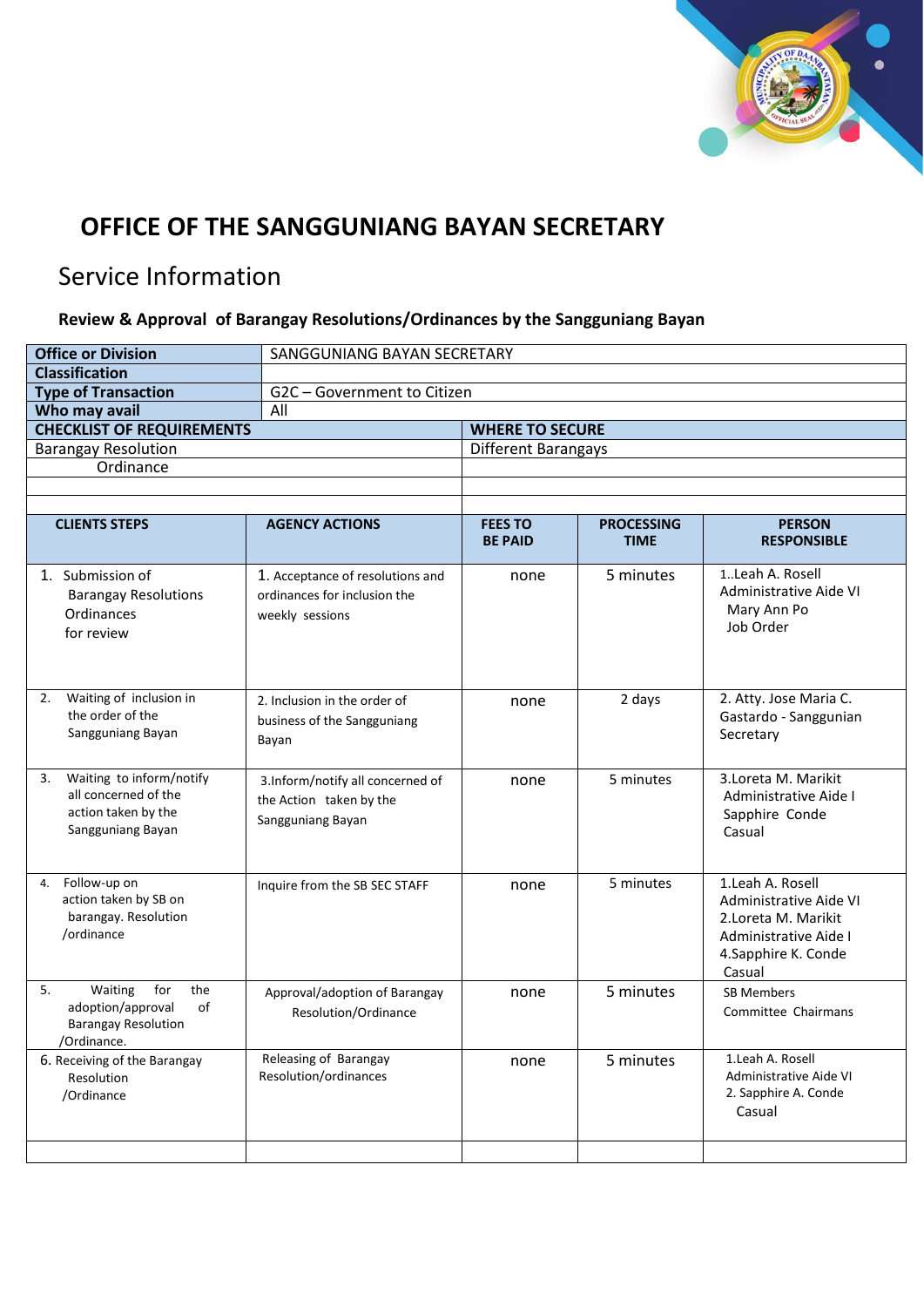# OFFICE OF THE SANGGUNIANG BAYAN SECRETARY

## Service Information

### Review & Approval of Barangay Resolutions/Ordinances by the Sangguniang Bayan

| **Office or Division** | SANGGUNIANG BAYAN SECRETARY |
|---|---|
| **Classification** | |
| **Type of Transaction** | G2C – Government to Citizen |
| **Who may avail** | All |

| **CHECKLIST OF REQUIREMENTS** | **WHERE TO SECURE** |
|---|---|
| Barangay Resolution | Different Barangays |
| Ordinance | |
| | |
| | |

| **CLIENTS STEPS** | **AGENCY ACTIONS** | **FEES TO BE PAID** | **PROCESSING TIME** | **PERSON RESPONSIBLE** |
|---|---|---|---|---|
| 1. Submission of Barangay Resolutions Ordinances for review | 1. Acceptance of resolutions and ordinances for inclusion the weekly sessions | none | 5 minutes | 1..Leah A. Rosell Administrative Aide VI Mary Ann Po Job Order |
| 2. Waiting of inclusion in the order of the Sangguniang Bayan | 2. Inclusion in the order of business of the Sangguniang Bayan | none | 2 days | 2. Atty. Jose Maria C. Gastardo - Sanggunian Secretary |
| 3. Waiting to inform/notify all concerned of the action taken by the Sangguniang Bayan | 3.Inform/notify all concerned of the Action taken by the Sangguniang Bayan | none | 5 minutes | 3.Loreta M. Marikit Administrative Aide I Sapphire Conde Casual |
| 4. Follow-up on action taken by SB on barangay. Resolution /ordinance | Inquire from the SB SEC STAFF | none | 5 minutes | 1.Leah A. Rosell Administrative Aide VI 2.Loreta M. Marikit Administrative Aide I 4.Sapphire K. Conde Casual |
| 5. Waiting for the adoption/approval of Barangay Resolution /Ordinance. | Approval/adoption of Barangay Resolution/Ordinance | none | 5 minutes | SB Members Committee Chairmans |
| 6. Receiving of the Barangay Resolution /Ordinance | Releasing of Barangay Resolution/ordinances | none | 5 minutes | 1.Leah A. Rosell Administrative Aide VI 2. Sapphire A. Conde Casual |
| | | | | |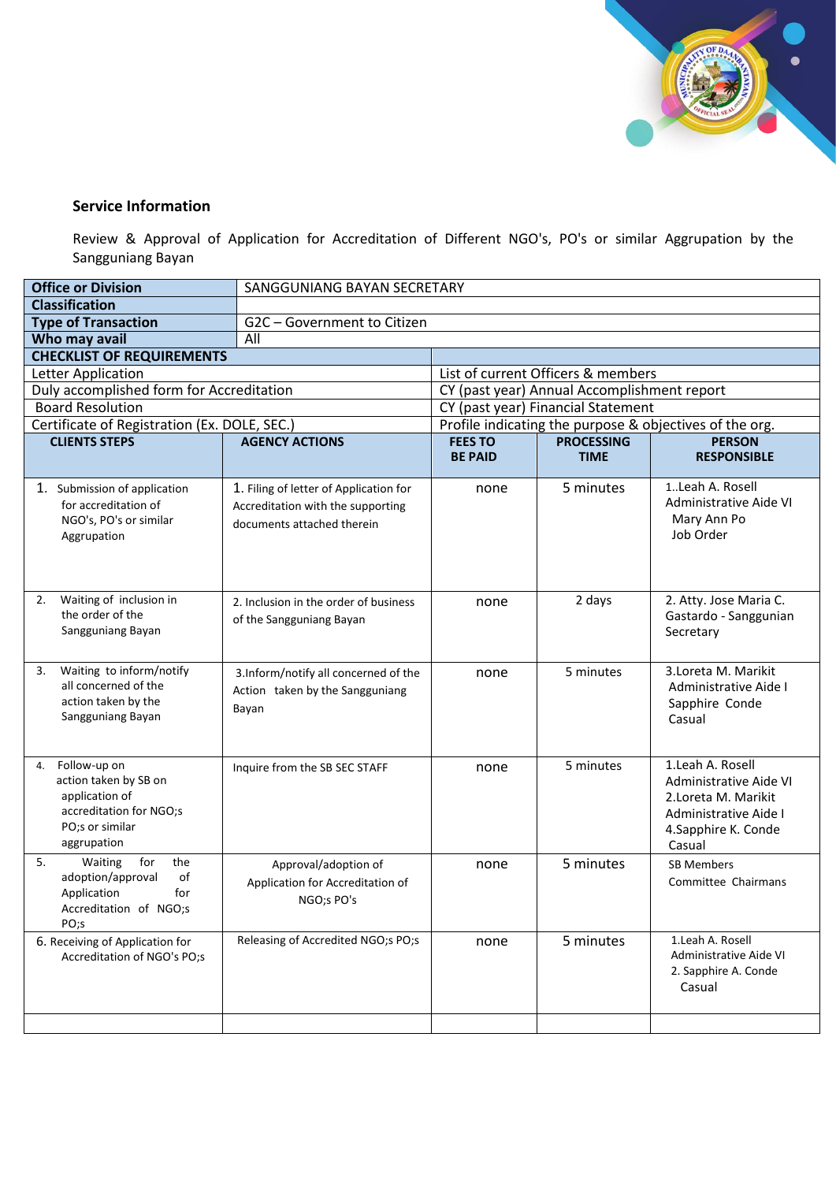**Service Information**

Review & Approval of Application for Accreditation of Different NGO's, PO's or similar Aggrupation by the Sangguniang Bayan

| **Office or Division** | SANGGUNIANG BAYAN SECRETARY |
|---|---|
| **Classification** | |
| **Type of Transaction** | G2C – Government to Citizen |
| **Who may avail** | All |

| **CHECKLIST OF REQUIREMENTS** | |
|---|---|
| Letter Application | List of current Officers & members |
| Duly accomplished form for Accreditation | CY (past year) Annual Accomplishment report |
| Board Resolution | CY (past year) Financial Statement |
| Certificate of Registration (Ex. DOLE, SEC.) | Profile indicating the purpose & objectives of the org. |

| **CLIENTS STEPS** | **AGENCY ACTIONS** | **FEES TO BE PAID** | **PROCESSING TIME** | **PERSON RESPONSIBLE** |
|---|---|---|---|---|
| 1. Submission of application for accreditation of NGO's, PO's or similar Aggrupation | 1. Filing of letter of Application for Accreditation with the supporting documents attached therein | none | 5 minutes | 1..Leah A. Rosell Administrative Aide VI Mary Ann Po Job Order |
| 2. Waiting of inclusion in the order of the Sangguniang Bayan | 2. Inclusion in the order of business of the Sangguniang Bayan | none | 2 days | 2. Atty. Jose Maria C. Gastardo - Sanggunian Secretary |
| 3. Waiting to inform/notify all concerned of the action taken by the Sangguniang Bayan | 3.Inform/notify all concerned of the Action taken by the Sangguniang Bayan | none | 5 minutes | 3.Loreta M. Marikit Administrative Aide I Sapphire Conde Casual |
| 4. Follow-up on action taken by SB on application of accreditation for NGO;s PO;s or similar aggrupation | Inquire from the SB SEC STAFF | none | 5 minutes | 1.Leah A. Rosell Administrative Aide VI 2.Loreta M. Marikit Administrative Aide I 4.Sapphire K. Conde Casual |
| 5. Waiting for the adoption/approval of Application for Accreditation of NGO;s PO;s | Approval/adoption of Application for Accreditation of NGO;s PO's | none | 5 minutes | SB Members Committee Chairmans |
| 6. Receiving of Application for Accreditation of NGO's PO;s | Releasing of Accredited NGO;s PO;s | none | 5 minutes | 1.Leah A. Rosell Administrative Aide VI 2. Sapphire A. Conde Casual |
| | | | | |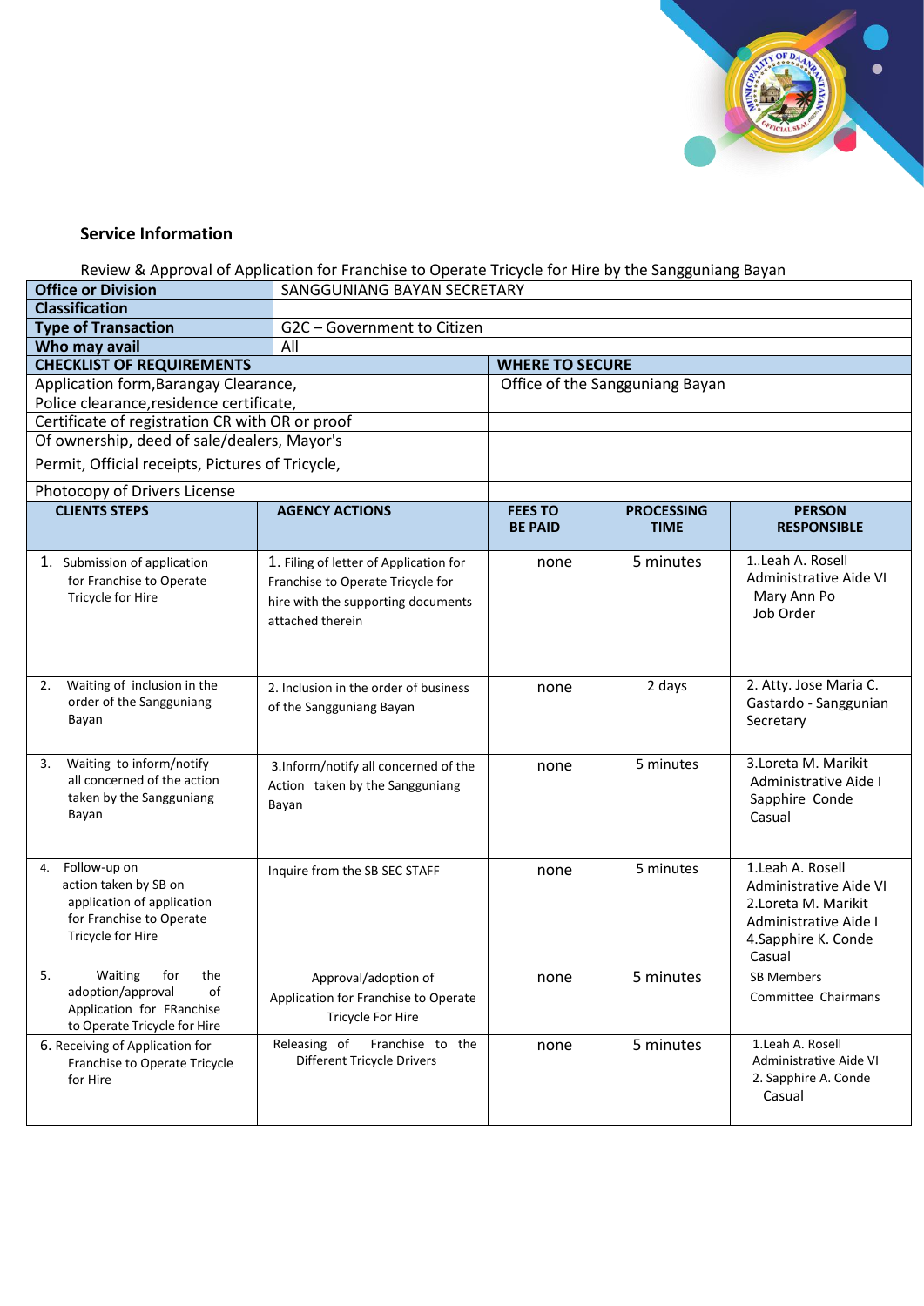## Service Information

Review & Approval of Application for Franchise to Operate Tricycle for Hire by the Sangguniang Bayan

| | |
|---|---|
| **Office or Division** | SANGGUNIANG BAYAN SECRETARY |
| **Classification** | |
| **Type of Transaction** | G2C – Government to Citizen |
| **Who may avail** | All |

| **CHECKLIST OF REQUIREMENTS** | **WHERE TO SECURE** |
|---|---|
| Application form,Barangay Clearance, | Office of the Sangguniang Bayan |
| Police clearance,residence certificate, | |
| Certificate of registration CR with OR or proof | |
| Of ownership, deed of sale/dealers, Mayor's | |
| Permit, Official receipts, Pictures of Tricycle, | |
| Photocopy of Drivers License | |

| **CLIENTS STEPS** | **AGENCY ACTIONS** | **FEES TO BE PAID** | **PROCESSING TIME** | **PERSON RESPONSIBLE** |
|---|---|---|---|---|
| 1. Submission of application for Franchise to Operate Tricycle for Hire | 1. Filing of letter of Application for Franchise to Operate Tricycle for hire with the supporting documents attached therein | none | 5 minutes | 1..Leah A. Rosell Administrative Aide VI Mary Ann Po Job Order |
| 2. Waiting of inclusion in the order of the Sangguniang Bayan | 2. Inclusion in the order of business of the Sangguniang Bayan | none | 2 days | 2. Atty. Jose Maria C. Gastardo - Sanggunian Secretary |
| 3. Waiting to inform/notify all concerned of the action taken by the Sangguniang Bayan | 3.Inform/notify all concerned of the Action taken by the Sangguniang Bayan | none | 5 minutes | 3.Loreta M. Marikit Administrative Aide I Sapphire Conde Casual |
| 4. Follow-up on action taken by SB on application of application for Franchise to Operate Tricycle for Hire | Inquire from the SB SEC STAFF | none | 5 minutes | 1.Leah A. Rosell Administrative Aide VI 2.Loreta M. Marikit Administrative Aide I 4.Sapphire K. Conde Casual |
| 5. Waiting for the adoption/approval of Application for FRanchise to Operate Tricycle for Hire | Approval/adoption of Application for Franchise to Operate Tricycle For Hire | none | 5 minutes | SB Members Committee Chairmans |
| 6. Receiving of Application for Franchise to Operate Tricycle for Hire | Releasing of Franchise to the Different Tricycle Drivers | none | 5 minutes | 1.Leah A. Rosell Administrative Aide VI 2. Sapphire A. Conde Casual |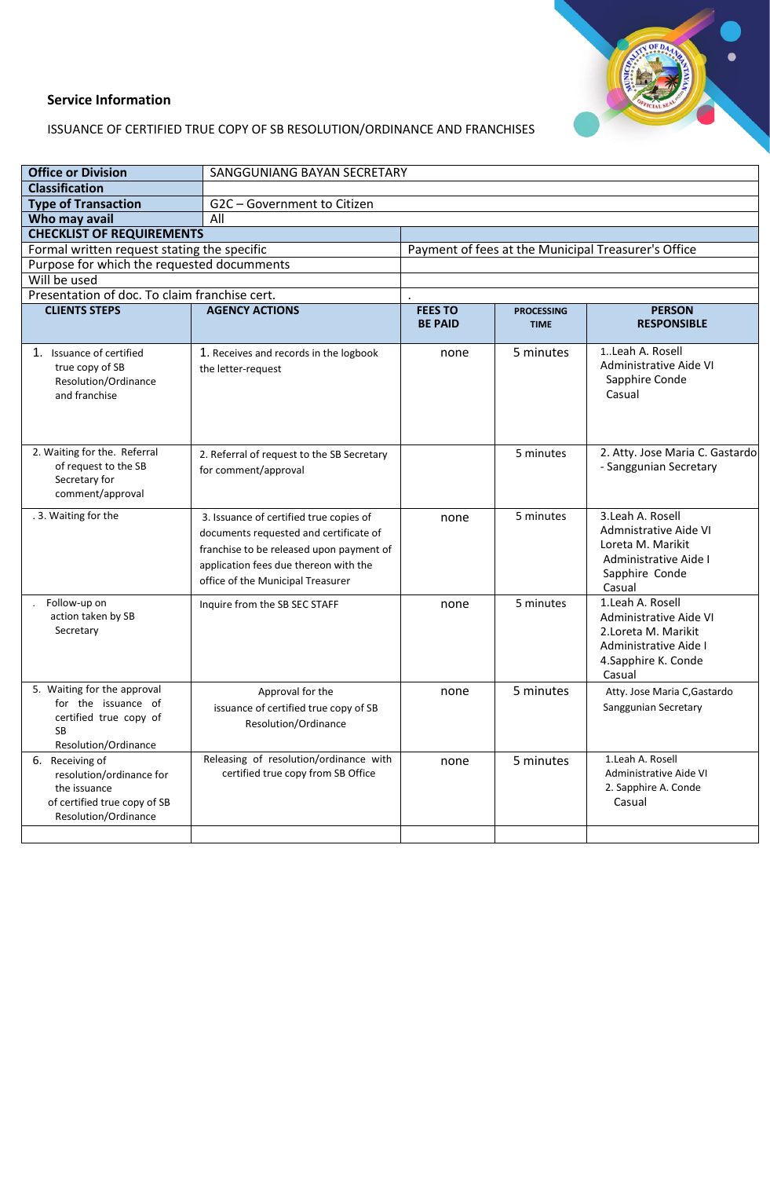**Service Information**

ISSUANCE OF CERTIFIED TRUE COPY OF SB RESOLUTION/ORDINANCE AND FRANCHISES

| **Office or Division** | SANGGUNIANG BAYAN SECRETARY |
|---|---|
| **Classification** | |
| **Type of Transaction** | G2C – Government to Citizen |
| **Who may avail** | All |

| **CHECKLIST OF REQUIREMENTS** | |
|---|---|
| Formal written request stating the specific | Payment of fees at the Municipal Treasurer's Office |
| Purpose for which the requested docummnents | |
| Will be used | |
| Presentation of doc. To claim franchise cert. | . |

| **CLIENTS STEPS** | **AGENCY ACTIONS** | **FEES TO BE PAID** | **PROCESSING TIME** | **PERSON RESPONSIBLE** |
|---|---|---|---|---|
| 1. Issuance of certified true copy of SB Resolution/Ordinance and franchise | 1. Receives and records in the logbook the letter-request | none | 5 minutes | 1..Leah A. Rosell Administrative Aide VI Sapphire Conde Casual |
| 2. Waiting for the. Referral of request to the SB Secretary for comment/approval | 2. Referral of request to the SB Secretary for comment/approval | | 5 minutes | 2. Atty. Jose Maria C. Gastardo - Sanggunian Secretary |
| . 3. Waiting for the | 3. Issuance of certified true copies of documents requested and certificate of franchise to be released upon payment of application fees due thereon with the office of the Municipal Treasurer | none | 5 minutes | 3.Leah A. Rosell Admnistrative Aide VI Loreta M. Marikit Administrative Aide I Sapphire Conde Casual |
| . Follow-up on action taken by SB Secretary | Inquire from the SB SEC STAFF | none | 5 minutes | 1.Leah A. Rosell Administrative Aide VI 2.Loreta M. Marikit Administrative Aide I 4.Sapphire K. Conde Casual |
| 5. Waiting for the approval for the issuance of certified true copy of SB Resolution/Ordinance | Approval for the issuance of certified true copy of SB Resolution/Ordinance | none | 5 minutes | Atty. Jose Maria C,Gastardo Sanggunian Secretary |
| 6. Receiving of resolution/ordinance for the issuance of certified true copy of SB Resolution/Ordinance | Releasing of resolution/ordinance with certified true copy from SB Office | none | 5 minutes | 1.Leah A. Rosell Administrative Aide VI 2. Sapphire A. Conde Casual |
| | | | | |